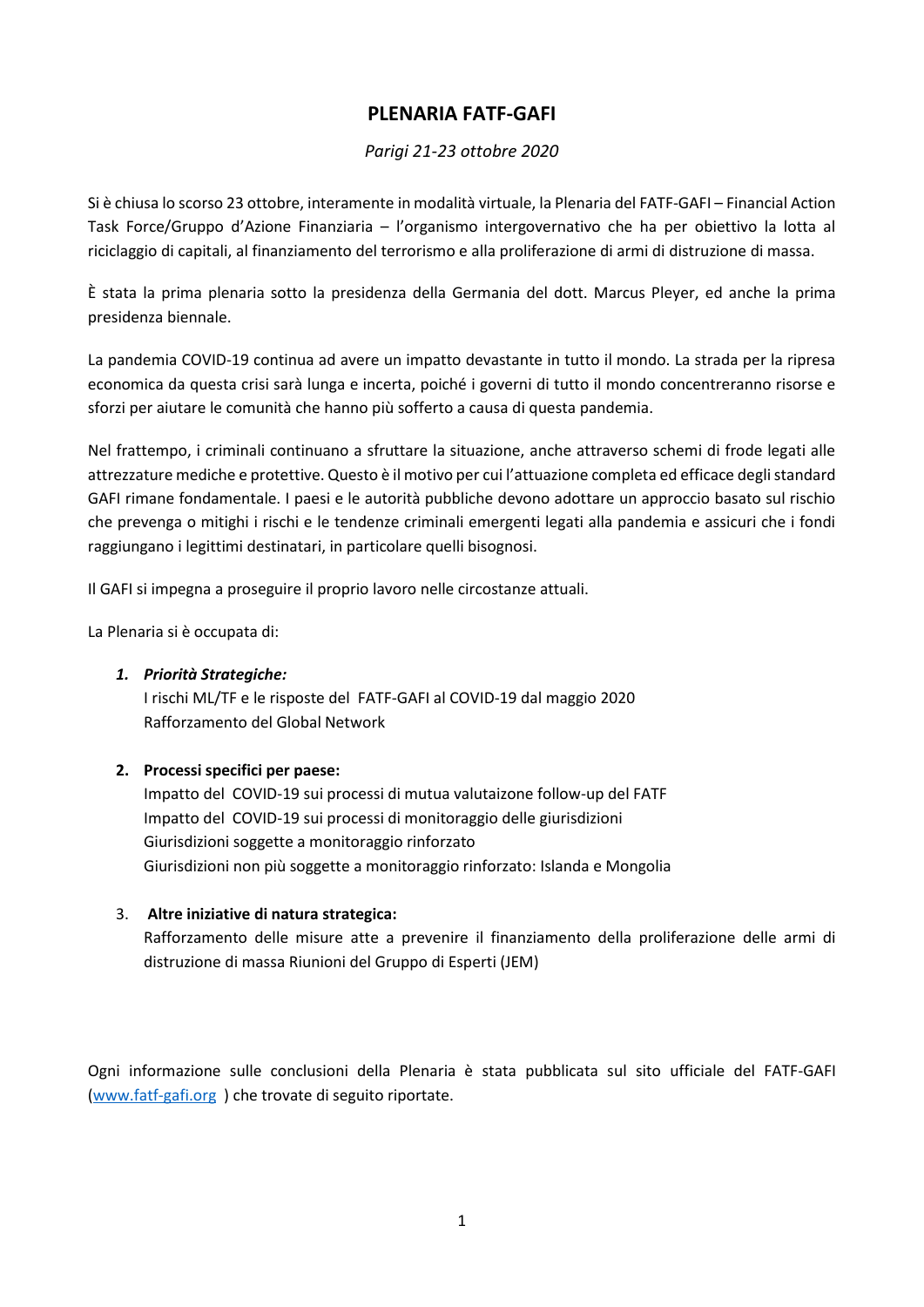# PLENARIA FATF-GAFI

*Parigi 21-23 ottobre 2020*

Si è chiusa lo scorso 23 ottobre, interamente in modalità virtuale, la Plenaria del FATF-GAFI – Financial Action Task Force/Gruppo d'Azione Finanziaria – l'organismo intergovernativo che ha per obiettivo la lotta al riciclaggio di capitali, al finanziamento del terrorismo e alla proliferazione di armi di distruzione di massa.

È stata la prima plenaria sotto la presidenza della Germania del dott. Marcus Pleyer, ed anche la prima presidenza biennale.

La pandemia COVID-19 continua ad avere un impatto devastante in tutto il mondo. La strada per la ripresa economica da questa crisi sarà lunga e incerta, poiché i governi di tutto il mondo concentreranno risorse e sforzi per aiutare le comunità che hanno più sofferto a causa di questa pandemia.

Nel frattempo, i criminali continuano a sfruttare la situazione, anche attraverso schemi di frode legati alle attrezzature mediche e protettive. Questo è il motivo per cui l'attuazione completa ed efficace degli standard GAFI rimane fondamentale. I paesi e le autorità pubbliche devono adottare un approccio basato sul rischio che prevenga o mitighi i rischi e le tendenze criminali emergenti legati alla pandemia e assicuri che i fondi raggiungano i legittimi destinatari, in particolare quelli bisognosi.

Il GAFI si impegna a proseguire il proprio lavoro nelle circostanze attuali.

La Plenaria si è occupata di:

1. ***Priorità Strategiche:***
   I rischi ML/TF e le risposte del FATF-GAFI al COVID-19 dal maggio 2020
   Rafforzamento del Global Network

2. **Processi specifici per paese:**
   Impatto del COVID-19 sui processi di mutua valutaizone follow-up del FATF
   Impatto del COVID-19 sui processi di monitoraggio delle giurisdizioni
   Giurisdizioni soggette a monitoraggio rinforzato
   Giurisdizioni non più soggette a monitoraggio rinforzato: Islanda e Mongolia

3. **Altre iniziative di natura strategica:**
   Rafforzamento delle misure atte a prevenire il finanziamento della proliferazione delle armi di distruzione di massa Riunioni del Gruppo di Esperti (JEM)

Ogni informazione sulle conclusioni della Plenaria è stata pubblicata sul sito ufficiale del FATF-GAFI ([www.fatf-gafi.org](http://www.fatf-gafi.org) ) che trovate di seguito riportate.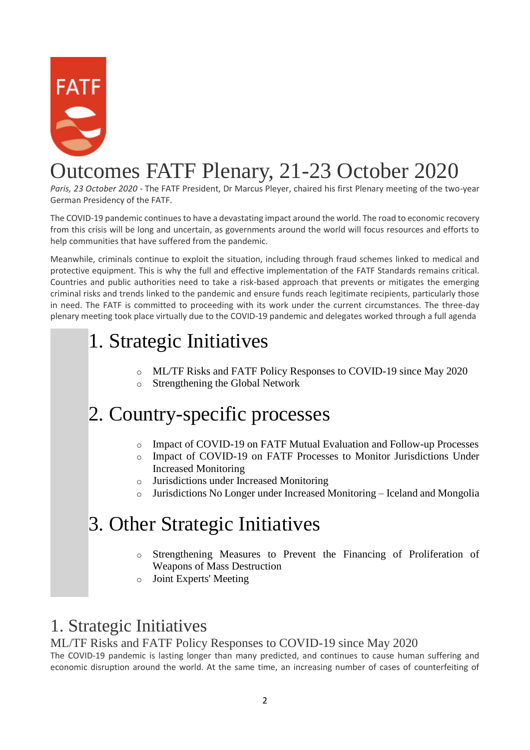# Outcomes FATF Plenary, 21-23 October 2020

*Paris, 23 October 2020* - The FATF President, Dr Marcus Pleyer, chaired his first Plenary meeting of the two-year German Presidency of the FATF.

The COVID-19 pandemic continues to have a devastating impact around the world. The road to economic recovery from this crisis will be long and uncertain, as governments around the world will focus resources and efforts to help communities that have suffered from the pandemic.

Meanwhile, criminals continue to exploit the situation, including through fraud schemes linked to medical and protective equipment. This is why the full and effective implementation of the FATF Standards remains critical. Countries and public authorities need to take a risk-based approach that prevents or mitigates the emerging criminal risks and trends linked to the pandemic and ensure funds reach legitimate recipients, particularly those in need. The FATF is committed to proceeding with its work under the current circumstances. The three-day plenary meeting took place virtually due to the COVID-19 pandemic and delegates worked through a full agenda

## 1. Strategic Initiatives

- ML/TF Risks and FATF Policy Responses to COVID-19 since May 2020
- Strengthening the Global Network

## 2. Country-specific processes

- Impact of COVID-19 on FATF Mutual Evaluation and Follow-up Processes
- Impact of COVID-19 on FATF Processes to Monitor Jurisdictions Under Increased Monitoring
- Jurisdictions under Increased Monitoring
- Jurisdictions No Longer under Increased Monitoring – Iceland and Mongolia

## 3. Other Strategic Initiatives

- Strengthening Measures to Prevent the Financing of Proliferation of Weapons of Mass Destruction
- Joint Experts' Meeting

## 1. Strategic Initiatives

### ML/TF Risks and FATF Policy Responses to COVID-19 since May 2020

The COVID-19 pandemic is lasting longer than many predicted, and continues to cause human suffering and economic disruption around the world. At the same time, an increasing number of cases of counterfeiting of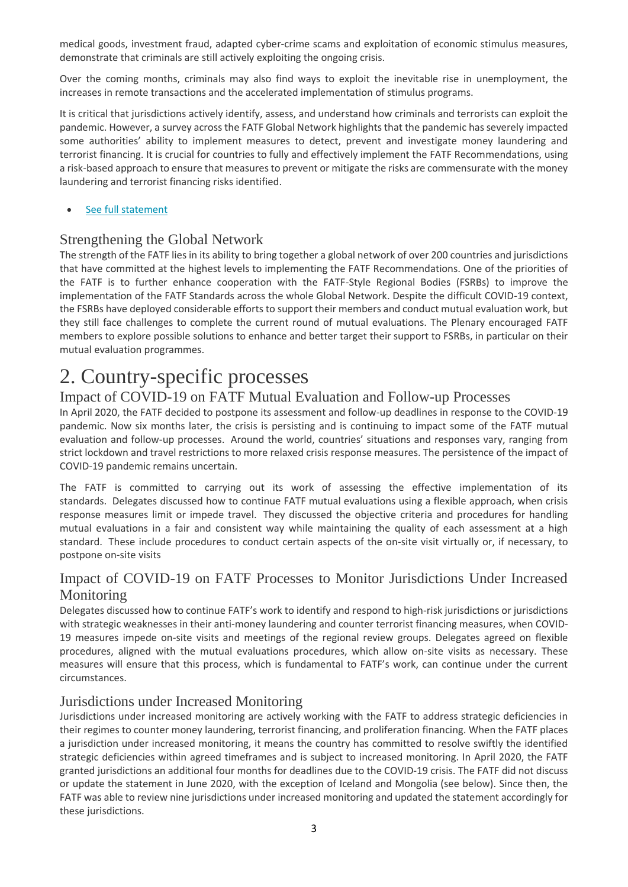medical goods, investment fraud, adapted cyber-crime scams and exploitation of economic stimulus measures, demonstrate that criminals are still actively exploiting the ongoing crisis.

Over the coming months, criminals may also find ways to exploit the inevitable rise in unemployment, the increases in remote transactions and the accelerated implementation of stimulus programs.

It is critical that jurisdictions actively identify, assess, and understand how criminals and terrorists can exploit the pandemic. However, a survey across the FATF Global Network highlights that the pandemic has severely impacted some authorities' ability to implement measures to detect, prevent and investigate money laundering and terrorist financing. It is crucial for countries to fully and effectively implement the FATF Recommendations, using a risk-based approach to ensure that measures to prevent or mitigate the risks are commensurate with the money laundering and terrorist financing risks identified.

- See full statement

## Strengthening the Global Network

The strength of the FATF lies in its ability to bring together a global network of over 200 countries and jurisdictions that have committed at the highest levels to implementing the FATF Recommendations. One of the priorities of the FATF is to further enhance cooperation with the FATF-Style Regional Bodies (FSRBs) to improve the implementation of the FATF Standards across the whole Global Network. Despite the difficult COVID-19 context, the FSRBs have deployed considerable efforts to support their members and conduct mutual evaluation work, but they still face challenges to complete the current round of mutual evaluations. The Plenary encouraged FATF members to explore possible solutions to enhance and better target their support to FSRBs, in particular on their mutual evaluation programmes.

# 2. Country-specific processes

## Impact of COVID-19 on FATF Mutual Evaluation and Follow-up Processes

In April 2020, the FATF decided to postpone its assessment and follow-up deadlines in response to the COVID-19 pandemic. Now six months later, the crisis is persisting and is continuing to impact some of the FATF mutual evaluation and follow-up processes. Around the world, countries' situations and responses vary, ranging from strict lockdown and travel restrictions to more relaxed crisis response measures. The persistence of the impact of COVID-19 pandemic remains uncertain.

The FATF is committed to carrying out its work of assessing the effective implementation of its standards. Delegates discussed how to continue FATF mutual evaluations using a flexible approach, when crisis response measures limit or impede travel. They discussed the objective criteria and procedures for handling mutual evaluations in a fair and consistent way while maintaining the quality of each assessment at a high standard. These include procedures to conduct certain aspects of the on-site visit virtually or, if necessary, to postpone on-site visits

## Impact of COVID-19 on FATF Processes to Monitor Jurisdictions Under Increased Monitoring

Delegates discussed how to continue FATF's work to identify and respond to high-risk jurisdictions or jurisdictions with strategic weaknesses in their anti-money laundering and counter terrorist financing measures, when COVID-19 measures impede on-site visits and meetings of the regional review groups. Delegates agreed on flexible procedures, aligned with the mutual evaluations procedures, which allow on-site visits as necessary. These measures will ensure that this process, which is fundamental to FATF's work, can continue under the current circumstances.

## Jurisdictions under Increased Monitoring

Jurisdictions under increased monitoring are actively working with the FATF to address strategic deficiencies in their regimes to counter money laundering, terrorist financing, and proliferation financing. When the FATF places a jurisdiction under increased monitoring, it means the country has committed to resolve swiftly the identified strategic deficiencies within agreed timeframes and is subject to increased monitoring. In April 2020, the FATF granted jurisdictions an additional four months for deadlines due to the COVID-19 crisis. The FATF did not discuss or update the statement in June 2020, with the exception of Iceland and Mongolia (see below). Since then, the FATF was able to review nine jurisdictions under increased monitoring and updated the statement accordingly for these jurisdictions.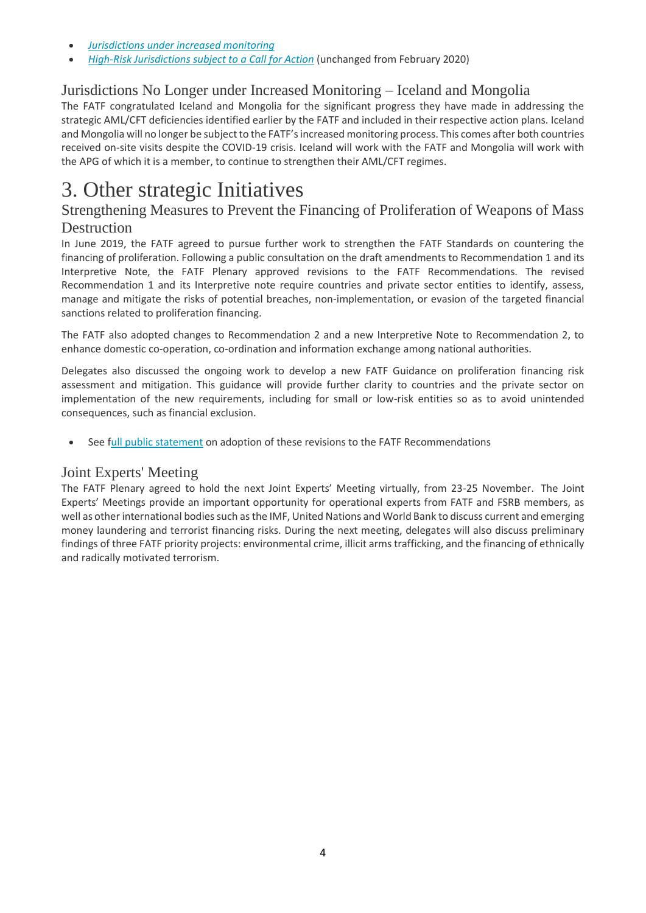- *Jurisdictions under increased monitoring*
- *High-Risk Jurisdictions subject to a Call for Action* (unchanged from February 2020)

## Jurisdictions No Longer under Increased Monitoring – Iceland and Mongolia

The FATF congratulated Iceland and Mongolia for the significant progress they have made in addressing the strategic AML/CFT deficiencies identified earlier by the FATF and included in their respective action plans. Iceland and Mongolia will no longer be subject to the FATF's increased monitoring process. This comes after both countries received on-site visits despite the COVID-19 crisis. Iceland will work with the FATF and Mongolia will work with the APG of which it is a member, to continue to strengthen their AML/CFT regimes.

# 3. Other strategic Initiatives

## Strengthening Measures to Prevent the Financing of Proliferation of Weapons of Mass Destruction

In June 2019, the FATF agreed to pursue further work to strengthen the FATF Standards on countering the financing of proliferation. Following a public consultation on the draft amendments to Recommendation 1 and its Interpretive Note, the FATF Plenary approved revisions to the FATF Recommendations. The revised Recommendation 1 and its Interpretive note require countries and private sector entities to identify, assess, manage and mitigate the risks of potential breaches, non-implementation, or evasion of the targeted financial sanctions related to proliferation financing.

The FATF also adopted changes to Recommendation 2 and a new Interpretive Note to Recommendation 2, to enhance domestic co-operation, co-ordination and information exchange among national authorities.

Delegates also discussed the ongoing work to develop a new FATF Guidance on proliferation financing risk assessment and mitigation. This guidance will provide further clarity to countries and the private sector on implementation of the new requirements, including for small or low-risk entities so as to avoid unintended consequences, such as financial exclusion.

- See full public statement on adoption of these revisions to the FATF Recommendations

## Joint Experts' Meeting

The FATF Plenary agreed to hold the next Joint Experts' Meeting virtually, from 23-25 November. The Joint Experts' Meetings provide an important opportunity for operational experts from FATF and FSRB members, as well as other international bodies such as the IMF, United Nations and World Bank to discuss current and emerging money laundering and terrorist financing risks. During the next meeting, delegates will also discuss preliminary findings of three FATF priority projects: environmental crime, illicit arms trafficking, and the financing of ethnically and radically motivated terrorism.